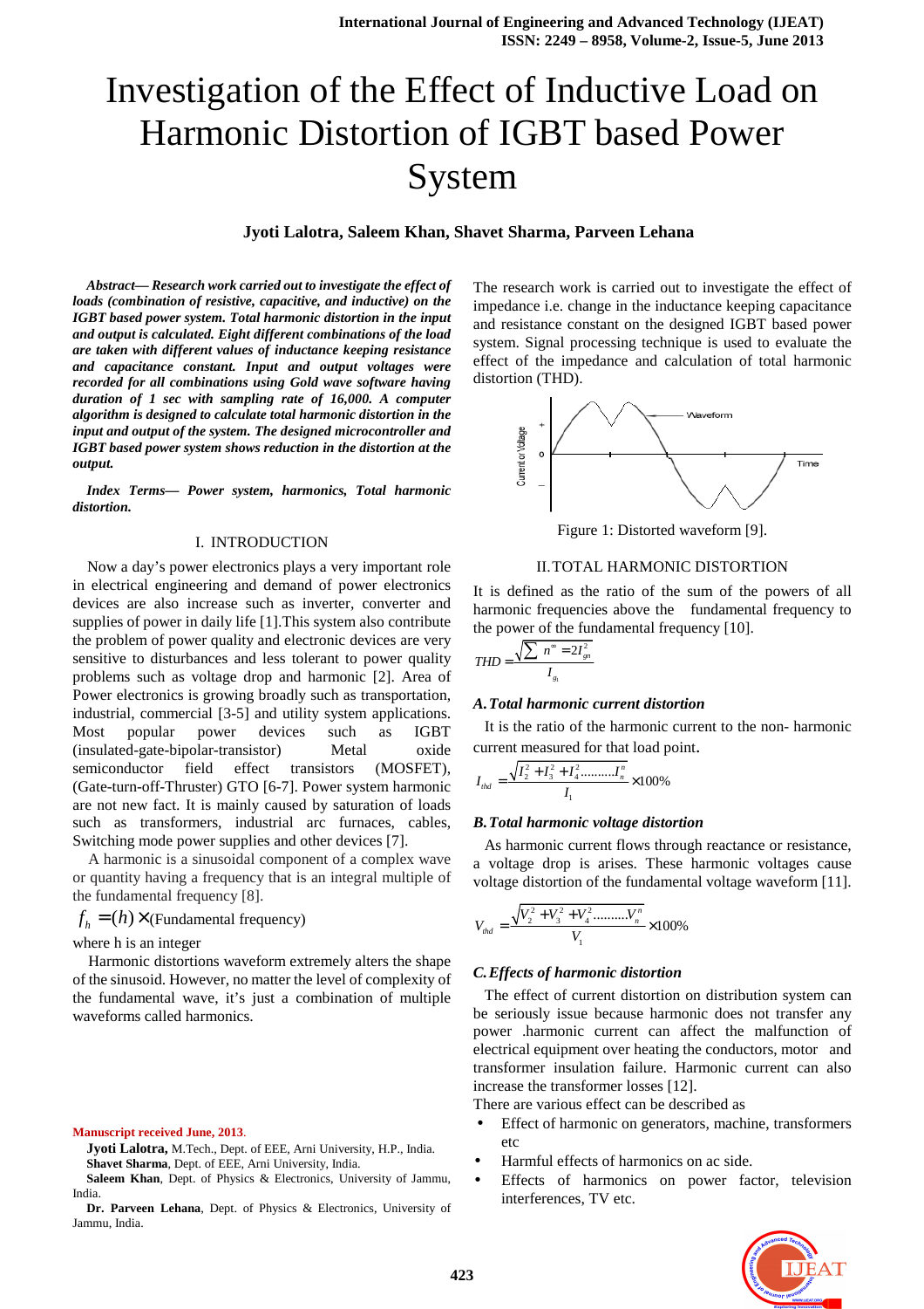# Investigation of the Effect of Inductive Load on Harmonic Distortion of IGBT based Power System

**Jyoti Lalotra, Saleem Khan, Shavet Sharma, Parveen Lehana**

***Abstract— Research work carried out to investigate the effect of loads (combination of resistive, capacitive, and inductive) on the IGBT based power system. Total harmonic distortion in the input and output is calculated. Eight different combinations of the load are taken with different values of inductance keeping resistance and capacitance constant. Input and output voltages were recorded for all combinations using Gold wave software having duration of 1 sec with sampling rate of 16,000. A computer algorithm is designed to calculate total harmonic distortion in the input and output of the system. The designed microcontroller and IGBT based power system shows reduction in the distortion at the output.***

***Index Terms— Power system, harmonics, Total harmonic distortion.***

## I. INTRODUCTION

Now a day's power electronics plays a very important role in electrical engineering and demand of power electronics devices are also increase such as inverter, converter and supplies of power in daily life [1].This system also contribute the problem of power quality and electronic devices are very sensitive to disturbances and less tolerant to power quality problems such as voltage drop and harmonic [2]. Area of Power electronics is growing broadly such as transportation, industrial, commercial [3-5] and utility system applications. Most popular power devices such as IGBT (insulated-gate-bipolar-transistor) Metal oxide semiconductor field effect transistors (MOSFET), (Gate-turn-off-Thruster) GTO [6-7]. Power system harmonic are not new fact. It is mainly caused by saturation of loads such as transformers, industrial arc furnaces, cables, Switching mode power supplies and other devices [7].

A harmonic is a sinusoidal component of a complex wave or quantity having a frequency that is an integral multiple of the fundamental frequency [8].

$$f_h = (h) \times \text{(Fundamental frequency)}$$

where h is an integer

Harmonic distortions waveform extremely alters the shape of the sinusoid. However, no matter the level of complexity of the fundamental wave, it's just a combination of multiple waveforms called harmonics.

**Manuscript received June, 2013**.

**Jyoti Lalotra,** M.Tech., Dept. of EEE, Arni University, H.P., India.
**Shavet Sharma**, Dept. of EEE, Arni University, India.
**Saleem Khan**, Dept. of Physics & Electronics, University of Jammu, India.
**Dr. Parveen Lehana**, Dept. of Physics & Electronics, University of Jammu, India.

The research work is carried out to investigate the effect of impedance i.e. change in the inductance keeping capacitance and resistance constant on the designed IGBT based power system. Signal processing technique is used to evaluate the effect of the impedance and calculation of total harmonic distortion (THD).

Figure 1: Distorted waveform [9].

## II. TOTAL HARMONIC DISTORTION

It is defined as the ratio of the sum of the powers of all harmonic frequencies above the fundamental frequency to the power of the fundamental frequency [10].

$$THD = \frac{\sqrt{\sum n^{\infty} = 2 I_{gn}^2}}{I_{g_1}}$$

### A. Total harmonic current distortion

It is the ratio of the harmonic current to the non- harmonic current measured for that load point.

$$I_{thd} = \frac{\sqrt{I_2^2 + I_3^2 + I_4^2 \ldots\ldots\ldots I_n^n}}{I_1} \times 100\%$$

### B. Total harmonic voltage distortion

As harmonic current flows through reactance or resistance, a voltage drop is arises. These harmonic voltages cause voltage distortion of the fundamental voltage waveform [11].

$$V_{thd} = \frac{\sqrt{V_2^2 + V_3^2 + V_4^2 \ldots\ldots\ldots V_n^n}}{V_1} \times 100\%$$

### C. Effects of harmonic distortion

The effect of current distortion on distribution system can be seriously issue because harmonic does not transfer any power .harmonic current can affect the malfunction of electrical equipment over heating the conductors, motor and transformer insulation failure. Harmonic current can also increase the transformer losses [12].

There are various effect can be described as

- Effect of harmonic on generators, machine, transformers etc
- Harmful effects of harmonics on ac side.
- Effects of harmonics on power factor, television interferences, TV etc.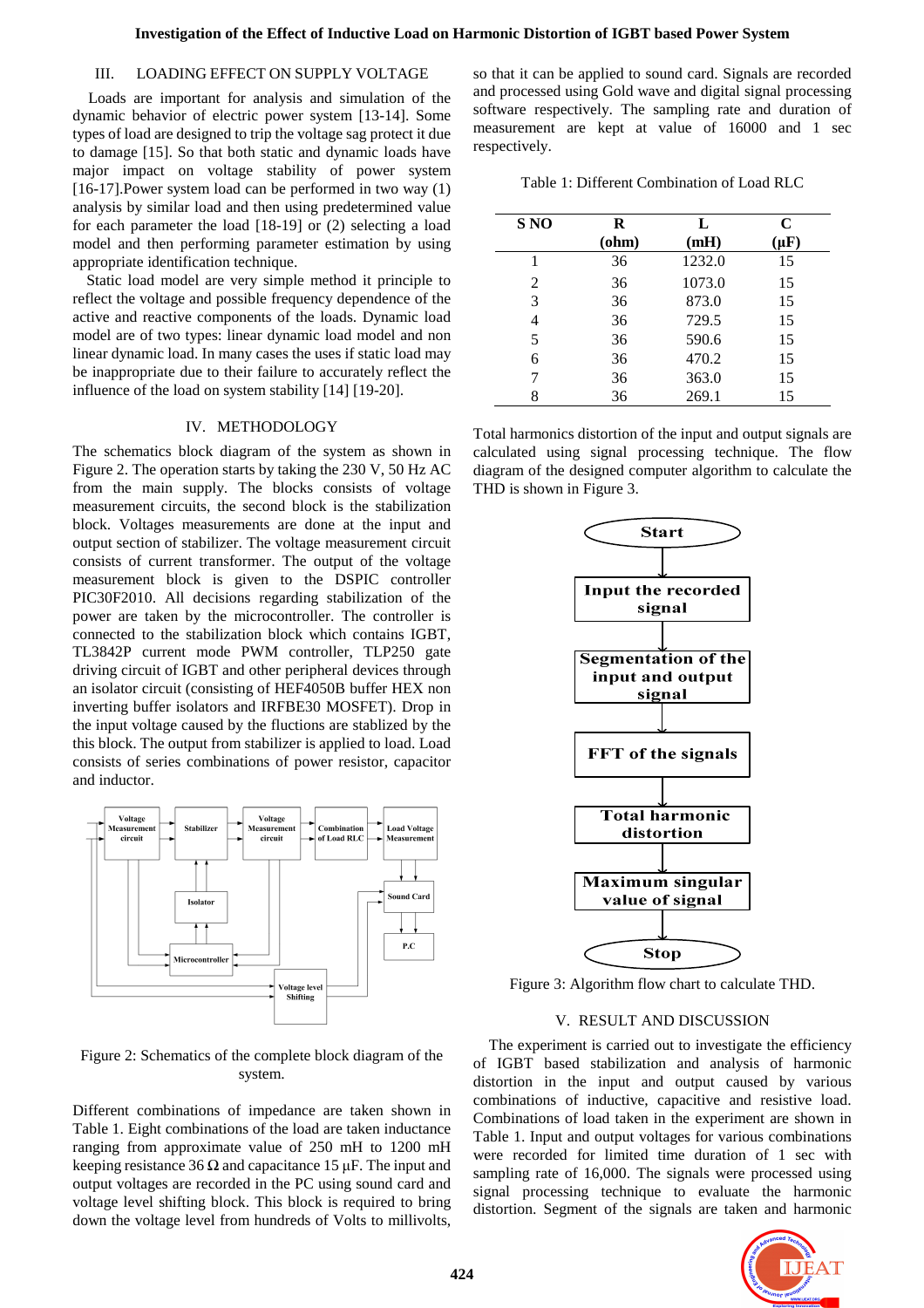## III. LOADING EFFECT ON SUPPLY VOLTAGE

Loads are important for analysis and simulation of the dynamic behavior of electric power system [13-14]. Some types of load are designed to trip the voltage sag protect it due to damage [15]. So that both static and dynamic loads have major impact on voltage stability of power system [16-17].Power system load can be performed in two way (1) analysis by similar load and then using predetermined value for each parameter the load [18-19] or (2) selecting a load model and then performing parameter estimation by using appropriate identification technique.

Static load model are very simple method it principle to reflect the voltage and possible frequency dependence of the active and reactive components of the loads. Dynamic load model are of two types: linear dynamic load model and non linear dynamic load. In many cases the uses if static load may be inappropriate due to their failure to accurately reflect the influence of the load on system stability [14] [19-20].

## IV. METHODOLOGY

The schematics block diagram of the system as shown in Figure 2. The operation starts by taking the 230 V, 50 Hz AC from the main supply. The blocks consists of voltage measurement circuits, the second block is the stabilization block. Voltages measurements are done at the input and output section of stabilizer. The voltage measurement circuit consists of current transformer. The output of the voltage measurement block is given to the DSPIC controller PIC30F2010. All decisions regarding stabilization of the power are taken by the microcontroller. The controller is connected to the stabilization block which contains IGBT, TL3842P current mode PWM controller, TLP250 gate driving circuit of IGBT and other peripheral devices through an isolator circuit (consisting of HEF4050B buffer HEX non inverting buffer isolators and IRFBE30 MOSFET). Drop in the input voltage caused by the fluctions are stablized by the this block. The output from stabilizer is applied to load. Load consists of series combinations of power resistor, capacitor and inductor.

Figure 2: Schematics of the complete block diagram of the system.

Different combinations of impedance are taken shown in Table 1. Eight combinations of the load are taken inductance ranging from approximate value of 250 mH to 1200 mH keeping resistance 36 Ω and capacitance 15 μF. The input and output voltages are recorded in the PC using sound card and voltage level shifting block. This block is required to bring down the voltage level from hundreds of Volts to millivolts, so that it can be applied to sound card. Signals are recorded and processed using Gold wave and digital signal processing software respectively. The sampling rate and duration of measurement are kept at value of 16000 and 1 sec respectively.

Table 1: Different Combination of Load RLC

| S NO | R (ohm) | L (mH) | C (μF) |
|---|---|---|---|
| 1 | 36 | 1232.0 | 15 |
| 2 | 36 | 1073.0 | 15 |
| 3 | 36 | 873.0 | 15 |
| 4 | 36 | 729.5 | 15 |
| 5 | 36 | 590.6 | 15 |
| 6 | 36 | 470.2 | 15 |
| 7 | 36 | 363.0 | 15 |
| 8 | 36 | 269.1 | 15 |

Total harmonics distortion of the input and output signals are calculated using signal processing technique. The flow diagram of the designed computer algorithm to calculate the THD is shown in Figure 3.

Figure 3: Algorithm flow chart to calculate THD.

## V. RESULT AND DISCUSSION

The experiment is carried out to investigate the efficiency of IGBT based stabilization and analysis of harmonic distortion in the input and output caused by various combinations of inductive, capacitive and resistive load. Combinations of load taken in the experiment are shown in Table 1. Input and output voltages for various combinations were recorded for limited time duration of 1 sec with sampling rate of 16,000. The signals were processed using signal processing technique to evaluate the harmonic distortion. Segment of the signals are taken and harmonic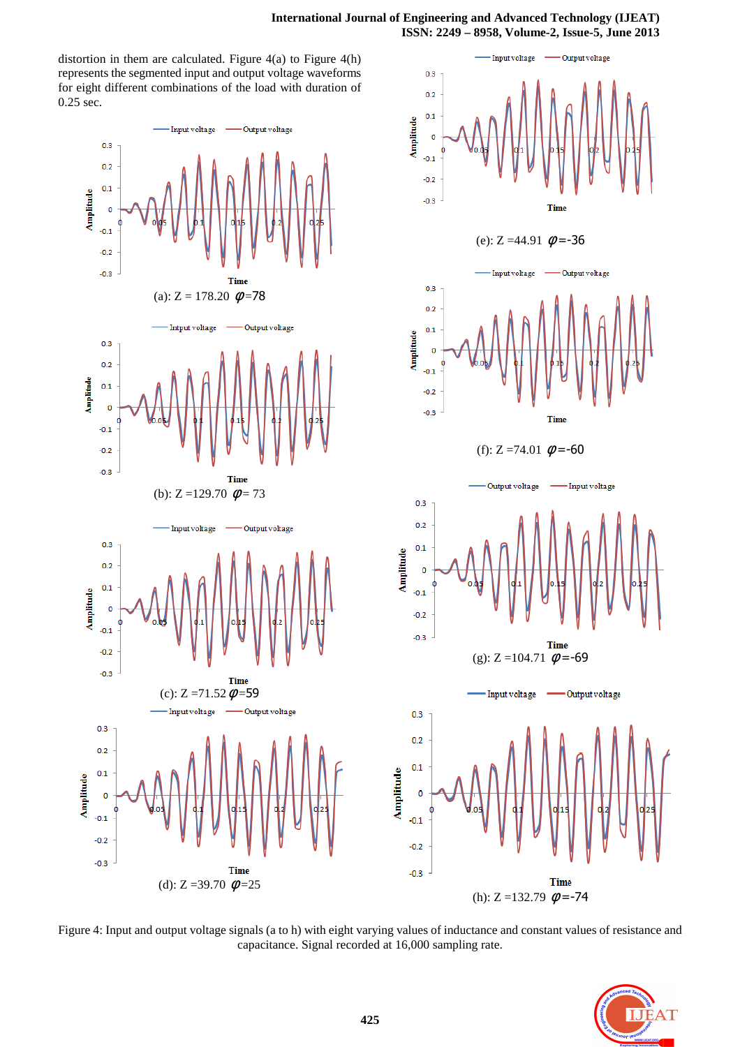distortion in them are calculated. Figure 4(a) to Figure 4(h) represents the segmented input and output voltage waveforms for eight different combinations of the load with duration of 0.25 sec.

(a): Z = 178.20 $\varphi$=78

(b): Z =129.70 $\varphi$= 73

(c): Z =71.52 $\varphi$=59

(d): Z =39.70 $\varphi$=25

(e): Z =44.91 $\varphi$=-36

(f): Z =74.01 $\varphi$=-60

(g): Z =104.71 $\varphi$=-69

(h): Z =132.79 $\varphi$=-74

Figure 4: Input and output voltage signals (a to h) with eight varying values of inductance and constant values of resistance and capacitance. Signal recorded at 16,000 sampling rate.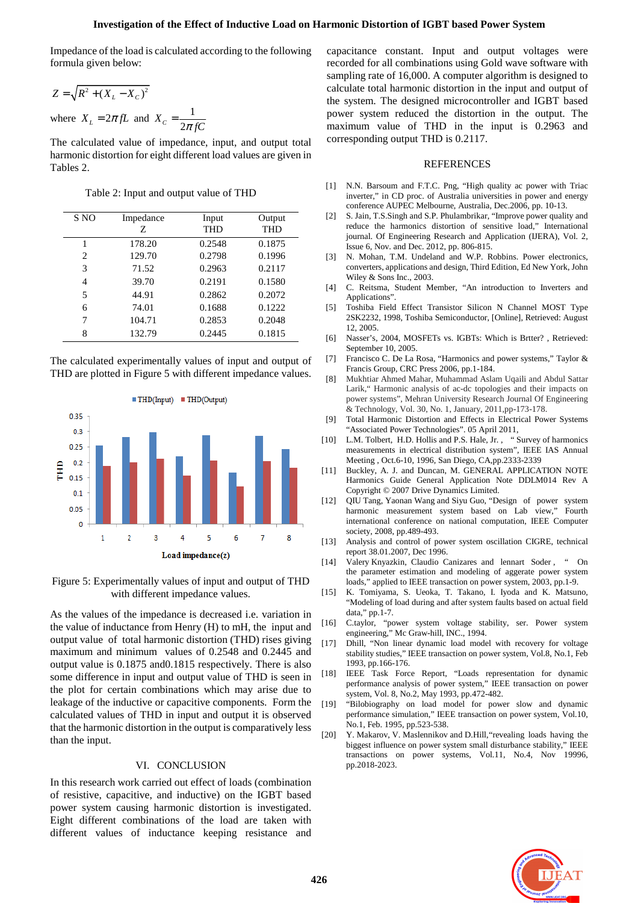Impedance of the load is calculated according to the following formula given below:

$$Z = \sqrt{R^2 + (X_L - X_C)^2}$$

where $X_L = 2\pi fL$ and $X_C = \dfrac{1}{2\pi fC}$

The calculated value of impedance, input, and output total harmonic distortion for eight different load values are given in Tables 2.

Table 2: Input and output value of THD

| S NO | Impedance Z | Input THD | Output THD |
|---|---|---|---|
| 1 | 178.20 | 0.2548 | 0.1875 |
| 2 | 129.70 | 0.2798 | 0.1996 |
| 3 | 71.52 | 0.2963 | 0.2117 |
| 4 | 39.70 | 0.2191 | 0.1580 |
| 5 | 44.91 | 0.2862 | 0.2072 |
| 6 | 74.01 | 0.1688 | 0.1222 |
| 7 | 104.71 | 0.2853 | 0.2048 |
| 8 | 132.79 | 0.2445 | 0.1815 |

The calculated experimentally values of input and output of THD are plotted in Figure 5 with different impedance values.

THD(Input) THD(Output)

0.35
0.3
0.25
0.2
0.15
0.1
0.05
0

THD

1 2 3 4 5 6 7 8

Load impedance(z)

Figure 5: Experimentally values of input and output of THD with different impedance values.

As the values of the impedance is decreased i.e. variation in the value of inductance from Henry (H) to mH, the input and output value of total harmonic distortion (THD) rises giving maximum and minimum values of 0.2548 and 0.2445 and output value is 0.1875 and0.1815 respectively. There is also some difference in input and output value of THD is seen in the plot for certain combinations which may arise due to leakage of the inductive or capacitive components. Form the calculated values of THD in input and output it is observed that the harmonic distortion in the output is comparatively less than the input.

## VI. CONCLUSION

In this research work carried out effect of loads (combination of resistive, capacitive, and inductive) on the IGBT based power system causing harmonic distortion is investigated. Eight different combinations of the load are taken with different values of inductance keeping resistance and capacitance constant. Input and output voltages were recorded for all combinations using Gold wave software with sampling rate of 16,000. A computer algorithm is designed to calculate total harmonic distortion in the input and output of the system. The designed microcontroller and IGBT based power system reduced the distortion in the output. The maximum value of THD in the input is 0.2963 and corresponding output THD is 0.2117.

## REFERENCES

[1] N.N. Barsoum and F.T.C. Png, "High quality ac power with Triac inverter," in CD proc. of Australia universities in power and energy conference AUPEC Melbourne, Australia, Dec.2006, pp. 10-13.

[2] S. Jain, T.S.Singh and S.P. Phulambrikar, "Improve power quality and reduce the harmonics distortion of sensitive load," International journal. Of Engineering Research and Application (IJERA), Vol. 2, Issue 6, Nov. and Dec. 2012, pp. 806-815.

[3] N. Mohan, T.M. Undeland and W.P. Robbins. Power electronics, converters, applications and design, Third Edition, Ed New York, John Wiley & Sons Inc., 2003.

[4] C. Reitsma, Student Member, "An introduction to Inverters and Applications".

[5] Toshiba Field Effect Transistor Silicon N Channel MOST Type 2SK2232, 1998, Toshiba Semiconductor, [Online], Retrieved: August 12, 2005.

[6] Nasser's, 2004, MOSFETs vs. IGBTs: Which is Brtter? , Retrieved: September 10, 2005.

[7] Francisco C. De La Rosa, "Harmonics and power systems," Taylor & Francis Group, CRC Press 2006, pp.1-184.

[8] Mukhtiar Ahmed Mahar, Muhammad Aslam Uqaili and Abdul Sattar Larik," Harmonic analysis of ac-dc topologies and their impacts on power systems", Mehran University Research Journal Of Engineering & Technology, Vol. 30, No. 1, January, 2011,pp-173-178.

[9] Total Harmonic Distortion and Effects in Electrical Power Systems "Associated Power Technologies". 05 April 2011,

[10] L.M. Tolbert, H.D. Hollis and P.S. Hale, Jr. , " Survey of harmonics measurements in electrical distribution system", IEEE IAS Annual Meeting , Oct.6-10, 1996, San Diego, CA,pp.2333-2339

[11] Buckley, A. J. and Duncan, M. GENERAL APPLICATION NOTE Harmonics Guide General Application Note DDLM014 Rev A Copyright © 2007 Drive Dynamics Limited.

[12] QIU Tang, Yaonan Wang and Siyu Guo, "Design of power system harmonic measurement system based on Lab view," Fourth international conference on national computation, IEEE Computer society, 2008, pp.489-493.

[13] Analysis and control of power system oscillation CIGRE, technical report 38.01.2007, Dec 1996.

[14] Valery Knyazkin, Claudio Canizares and lennart Soder , " On the parameter estimation and modeling of aggerate power system loads," applied to IEEE transaction on power system, 2003, pp.1-9.

[15] K. Tomiyama, S. Ueoka, T. Takano, I. Iyoda and K. Matsuno, "Modeling of load during and after system faults based on actual field data," pp.1-7.

[16] C.taylor, "power system voltage stability, ser. Power system engineering," Mc Graw-hill, INC., 1994.

[17] Dhill, "Non linear dynamic load model with recovery for voltage stability studies," IEEE transaction on power system, Vol.8, No.1, Feb 1993, pp.166-176.

[18] IEEE Task Force Report, "Loads representation for dynamic performance analysis of power system," IEEE transaction on power system, Vol. 8, No.2, May 1993, pp.472-482.

[19] "Bilobiography on load model for power slow and dynamic performance simulation," IEEE transaction on power system, Vol.10, No.1, Feb. 1995, pp.523-538.

[20] Y. Makarov, V. Maslennikov and D.Hill,"revealing loads having the biggest influence on power system small disturbance stability," IEEE transactions on power systems, Vol.11, No.4, Nov 19996, pp.2018-2023.